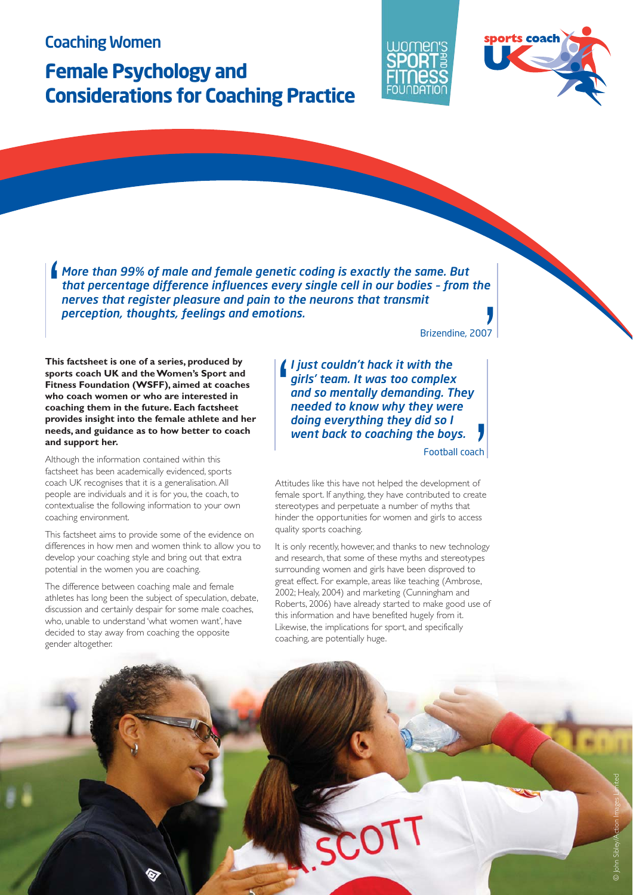## Coaching Women

# Female Psychology and Considerations for Coaching Practice

> *More than 99% of male and female genetic coding is exactly the same. But that percentage difference influences every single cell in our bodies – from the nerves that register pleasure and pain to the neurons that transmit perception, thoughts, feelings and emotions.*
>
> Brizendine, 2007

**This factsheet is one of a series, produced by sports coach UK and the Women's Sport and Fitness Foundation (WSFF), aimed at coaches who coach women or who are interested in coaching them in the future. Each factsheet provides insight into the female athlete and her needs, and guidance as to how better to coach and support her.**

Although the information contained within this factsheet has been academically evidenced, sports coach UK recognises that it is a generalisation. All people are individuals and it is for you, the coach, to contextualise the following information to your own coaching environment.

This factsheet aims to provide some of the evidence on differences in how men and women think to allow you to develop your coaching style and bring out that extra potential in the women you are coaching.

The difference between coaching male and female athletes has long been the subject of speculation, debate, discussion and certainly despair for some male coaches, who, unable to understand 'what women want', have decided to stay away from coaching the opposite gender altogether.

> *I just couldn't hack it with the girls' team. It was too complex and so mentally demanding. They needed to know why they were doing everything they did so I went back to coaching the boys.*
>
> Football coach

Attitudes like this have not helped the development of female sport. If anything, they have contributed to create stereotypes and perpetuate a number of myths that hinder the opportunities for women and girls to access quality sports coaching.

It is only recently, however, and thanks to new technology and research, that some of these myths and stereotypes surrounding women and girls have been disproved to great effect. For example, areas like teaching (Ambrose, 2002; Healy, 2004) and marketing (Cunningham and Roberts, 2006) have already started to make good use of this information and have benefited hugely from it. Likewise, the implications for sport, and specifically coaching, are potentially huge.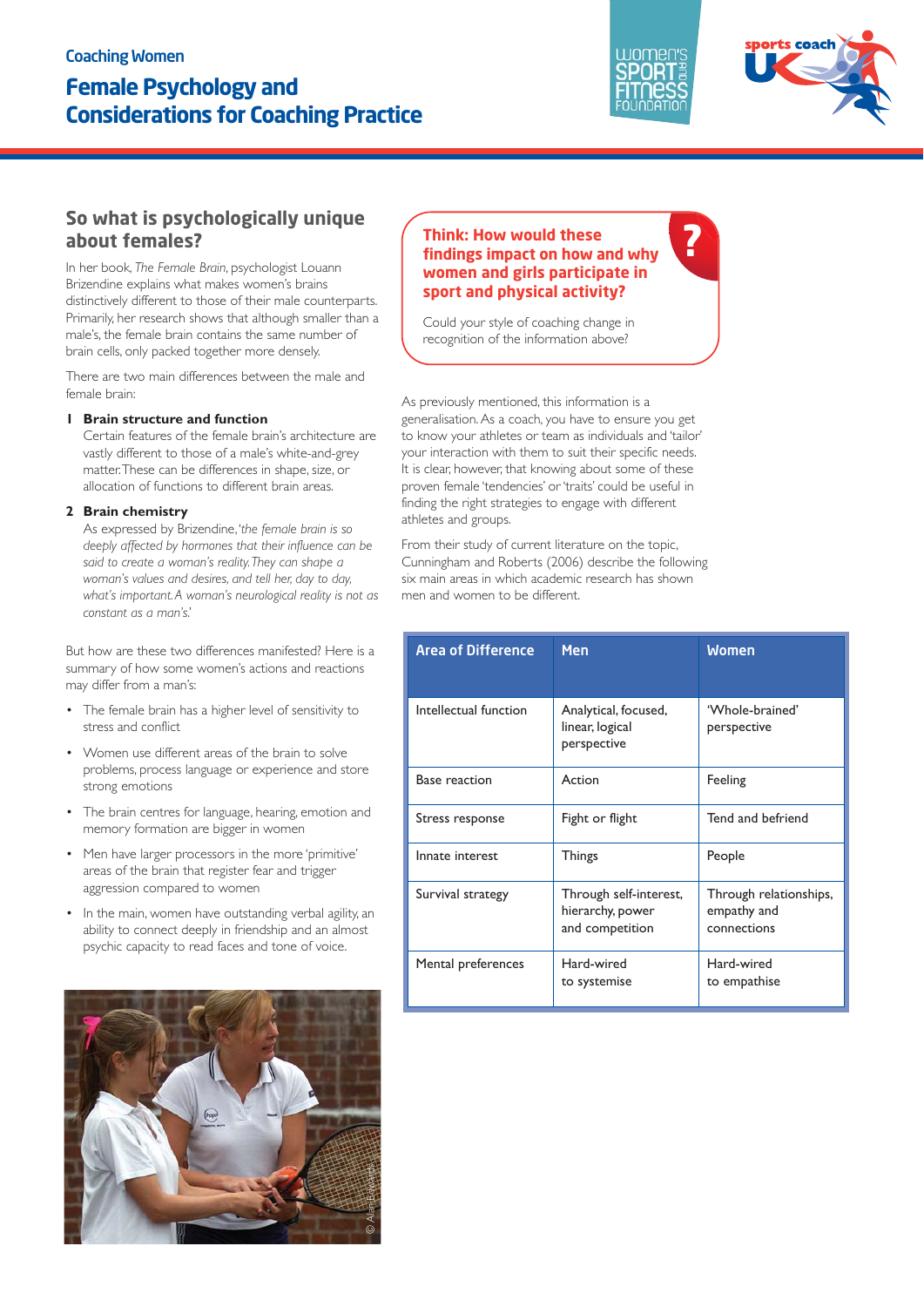Coaching Women

# Female Psychology and Considerations for Coaching Practice

## So what is psychologically unique about females?

In her book, *The Female Brain*, psychologist Louann Brizendine explains what makes women's brains distinctively different to those of their male counterparts. Primarily, her research shows that although smaller than a male's, the female brain contains the same number of brain cells, only packed together more densely.

There are two main differences between the male and female brain:

1. **Brain structure and function**
   Certain features of the female brain's architecture are vastly different to those of a male's white-and-grey matter. These can be differences in shape, size, or allocation of functions to different brain areas.

2. **Brain chemistry**
   As expressed by Brizendine, '*the female brain is so deeply affected by hormones that their influence can be said to create a woman's reality. They can shape a woman's values and desires, and tell her, day to day, what's important. A woman's neurological reality is not as constant as a man's.*'

But how are these two differences manifested? Here is a summary of how some women's actions and reactions may differ from a man's:

- The female brain has a higher level of sensitivity to stress and conflict
- Women use different areas of the brain to solve problems, process language or experience and store strong emotions
- The brain centres for language, hearing, emotion and memory formation are bigger in women
- Men have larger processors in the more 'primitive' areas of the brain that register fear and trigger aggression compared to women
- In the main, women have outstanding verbal agility, an ability to connect deeply in friendship and an almost psychic capacity to read faces and tone of voice.

© Alan Edwards

**Think: How would these findings impact on how and why women and girls participate in sport and physical activity?**

Could your style of coaching change in recognition of the information above?

As previously mentioned, this information is a generalisation. As a coach, you have to ensure you get to know your athletes or team as individuals and 'tailor' your interaction with them to suit their specific needs. It is clear, however, that knowing about some of these proven female 'tendencies' or 'traits' could be useful in finding the right strategies to engage with different athletes and groups.

From their study of current literature on the topic, Cunningham and Roberts (2006) describe the following six main areas in which academic research has shown men and women to be different.

| Area of Difference | Men | Women |
|---|---|---|
| Intellectual function | Analytical, focused, linear, logical perspective | 'Whole-brained' perspective |
| Base reaction | Action | Feeling |
| Stress response | Fight or flight | Tend and befriend |
| Innate interest | Things | People |
| Survival strategy | Through self-interest, hierarchy, power and competition | Through relationships, empathy and connections |
| Mental preferences | Hard-wired to systemise | Hard-wired to empathise |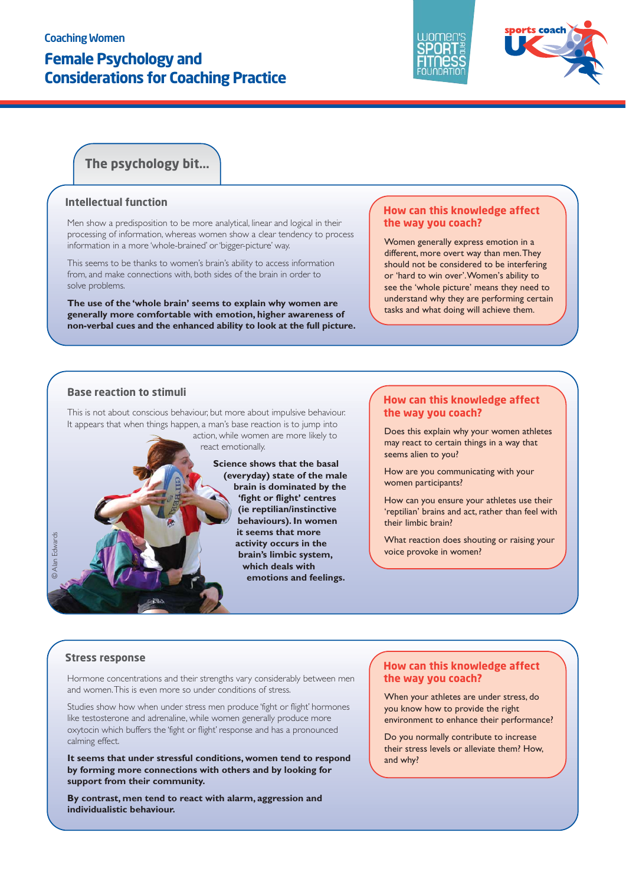Coaching Women

# Female Psychology and Considerations for Coaching Practice

## The psychology bit...

### Intellectual function

Men show a predisposition to be more analytical, linear and logical in their processing of information, whereas women show a clear tendency to process information in a more 'whole-brained' or 'bigger-picture' way.

This seems to be thanks to women's brain's ability to access information from, and make connections with, both sides of the brain in order to solve problems.

**The use of the 'whole brain' seems to explain why women are generally more comfortable with emotion, higher awareness of non-verbal cues and the enhanced ability to look at the full picture.**

#### How can this knowledge affect the way you coach?

Women generally express emotion in a different, more overt way than men. They should not be considered to be interfering or 'hard to win over'. Women's ability to see the 'whole picture' means they need to understand why they are performing certain tasks and what doing will achieve them.

### Base reaction to stimuli

This is not about conscious behaviour, but more about impulsive behaviour. It appears that when things happen, a man's base reaction is to jump into action, while women are more likely to react emotionally.

**Science shows that the basal (everyday) state of the male brain is dominated by the 'fight or flight' centres (ie reptilian/instinctive behaviours). In women it seems that more activity occurs in the brain's limbic system, which deals with emotions and feelings.**

© Alan Edwards

#### How can this knowledge affect the way you coach?

Does this explain why your women athletes may react to certain things in a way that seems alien to you?

How are you communicating with your women participants?

How can you ensure your athletes use their 'reptilian' brains and act, rather than feel with their limbic brain?

What reaction does shouting or raising your voice provoke in women?

### Stress response

Hormone concentrations and their strengths vary considerably between men and women. This is even more so under conditions of stress.

Studies show how when under stress men produce 'fight or flight' hormones like testosterone and adrenaline, while women generally produce more oxytocin which buffers the 'fight or flight' response and has a pronounced calming effect.

**It seems that under stressful conditions, women tend to respond by forming more connections with others and by looking for support from their community.**

**By contrast, men tend to react with alarm, aggression and individualistic behaviour.**

#### How can this knowledge affect the way you coach?

When your athletes are under stress, do you know how to provide the right environment to enhance their performance?

Do you normally contribute to increase their stress levels or alleviate them? How, and why?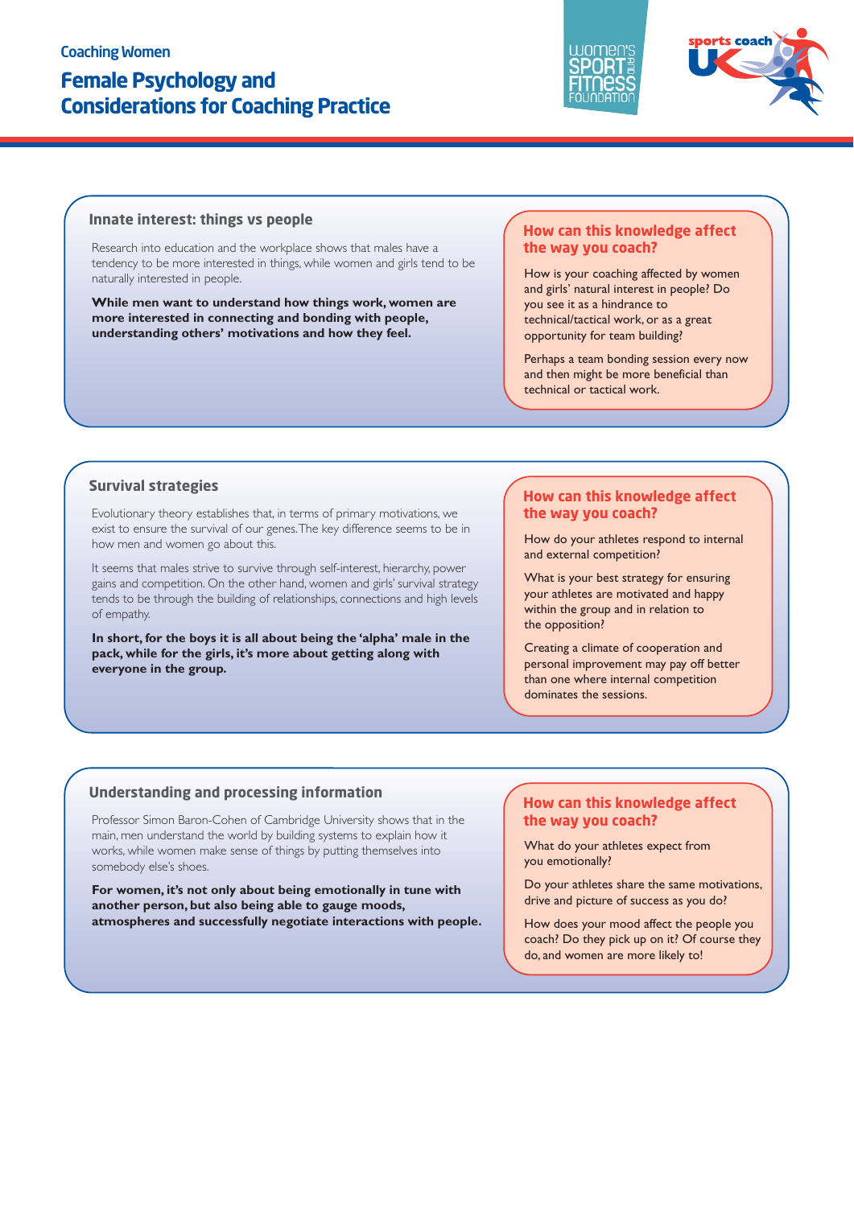Coaching Women

# Female Psychology and Considerations for Coaching Practice

## Innate interest: things vs people

Research into education and the workplace shows that males have a tendency to be more interested in things, while women and girls tend to be naturally interested in people.

**While men want to understand how things work, women are more interested in connecting and bonding with people, understanding others' motivations and how they feel.**

### How can this knowledge affect the way you coach?

How is your coaching affected by women and girls' natural interest in people? Do you see it as a hindrance to technical/tactical work, or as a great opportunity for team building?

Perhaps a team bonding session every now and then might be more beneficial than technical or tactical work.

## Survival strategies

Evolutionary theory establishes that, in terms of primary motivations, we exist to ensure the survival of our genes. The key difference seems to be in how men and women go about this.

It seems that males strive to survive through self-interest, hierarchy, power gains and competition. On the other hand, women and girls' survival strategy tends to be through the building of relationships, connections and high levels of empathy.

**In short, for the boys it is all about being the 'alpha' male in the pack, while for the girls, it's more about getting along with everyone in the group.**

### How can this knowledge affect the way you coach?

How do your athletes respond to internal and external competition?

What is your best strategy for ensuring your athletes are motivated and happy within the group and in relation to the opposition?

Creating a climate of cooperation and personal improvement may pay off better than one where internal competition dominates the sessions.

## Understanding and processing information

Professor Simon Baron-Cohen of Cambridge University shows that in the main, men understand the world by building systems to explain how it works, while women make sense of things by putting themselves into somebody else's shoes.

**For women, it's not only about being emotionally in tune with another person, but also being able to gauge moods, atmospheres and successfully negotiate interactions with people.**

### How can this knowledge affect the way you coach?

What do your athletes expect from you emotionally?

Do your athletes share the same motivations, drive and picture of success as you do?

How does your mood affect the people you coach? Do they pick up on it? Of course they do, and women are more likely to!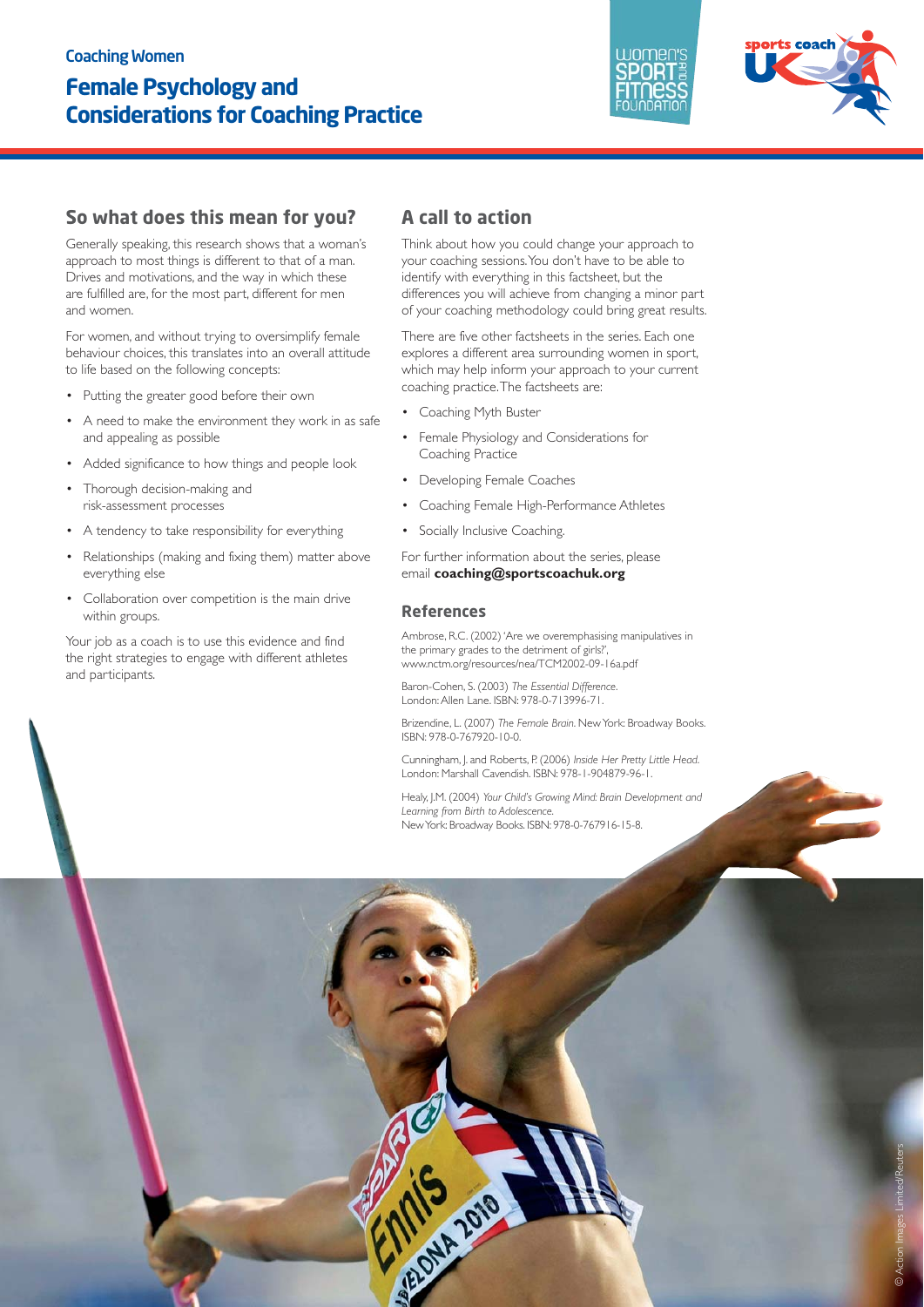Coaching Women

# Female Psychology and Considerations for Coaching Practice

## So what does this mean for you?

Generally speaking, this research shows that a woman's approach to most things is different to that of a man. Drives and motivations, and the way in which these are fulfilled are, for the most part, different for men and women.

For women, and without trying to oversimplify female behaviour choices, this translates into an overall attitude to life based on the following concepts:

- Putting the greater good before their own
- A need to make the environment they work in as safe and appealing as possible
- Added significance to how things and people look
- Thorough decision-making and risk-assessment processes
- A tendency to take responsibility for everything
- Relationships (making and fixing them) matter above everything else
- Collaboration over competition is the main drive within groups.

Your job as a coach is to use this evidence and find the right strategies to engage with different athletes and participants.

## A call to action

Think about how you could change your approach to your coaching sessions. You don't have to be able to identify with everything in this factsheet, but the differences you will achieve from changing a minor part of your coaching methodology could bring great results.

There are five other factsheets in the series. Each one explores a different area surrounding women in sport, which may help inform your approach to your current coaching practice. The factsheets are:

- Coaching Myth Buster
- Female Physiology and Considerations for Coaching Practice
- Developing Female Coaches
- Coaching Female High-Performance Athletes
- Socially Inclusive Coaching.

For further information about the series, please email **coaching@sportscoachuk.org**

### References

Ambrose, R.C. (2002) 'Are we overemphasising manipulatives in the primary grades to the detriment of girls?', www.nctm.org/resources/nea/TCM2002-09-16a.pdf

Baron-Cohen, S. (2003) *The Essential Difference*. London: Allen Lane. ISBN: 978-0-713996-71.

Brizendine, L. (2007) *The Female Brain*. New York: Broadway Books. ISBN: 978-0-767920-10-0.

Cunningham, J. and Roberts, P. (2006) *Inside Her Pretty Little Head*. London: Marshall Cavendish. ISBN: 978-1-904879-96-1.

Healy, J.M. (2004) *Your Child's Growing Mind: Brain Development and Learning from Birth to Adolescence*. New York: Broadway Books. ISBN: 978-0-767916-15-8.

© Action Images Limited/Reuters